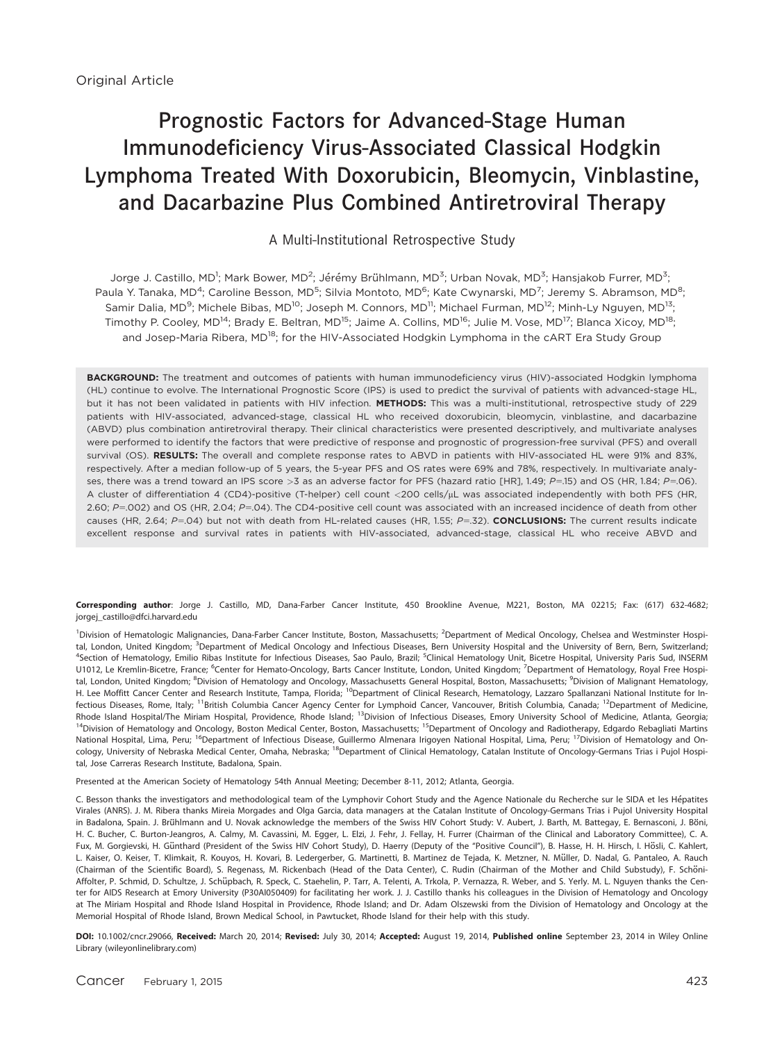Original Article

# Prognostic Factors for Advanced-Stage Human Immunodeficiency Virus-Associated Classical Hodgkin Lymphoma Treated With Doxorubicin, Bleomycin, Vinblastine, and Dacarbazine Plus Combined Antiretroviral Therapy

## A Multi-Institutional Retrospective Study

Jorge J. Castillo, MD[1]; Mark Bower, MD[2]; Jérémy Brühlmann, MD[3]; Urban Novak, MD[3]; Hansjakob Furrer, MD[3]; Paula Y. Tanaka, MD[4]; Caroline Besson, MD[5]; Silvia Montoto, MD[6]; Kate Cwynarski, MD[7]; Jeremy S. Abramson, MD[8]; Samir Dalia, MD[9]; Michele Bibas, MD[10]; Joseph M. Connors, MD[11]; Michael Furman, MD[12]; Minh-Ly Nguyen, MD[13]; Timothy P. Cooley, MD[14]; Brady E. Beltran, MD[15]; Jaime A. Collins, MD[16]; Julie M. Vose, MD[17]; Blanca Xicoy, MD[18]; and Josep-Maria Ribera, MD[18]; for the HIV-Associated Hodgkin Lymphoma in the cART Era Study Group

**BACKGROUND:** The treatment and outcomes of patients with human immunodeficiency virus (HIV)-associated Hodgkin lymphoma (HL) continue to evolve. The International Prognostic Score (IPS) is used to predict the survival of patients with advanced-stage HL, but it has not been validated in patients with HIV infection. **METHODS:** This was a multi-institutional, retrospective study of 229 patients with HIV-associated, advanced-stage, classical HL who received doxorubicin, bleomycin, vinblastine, and dacarbazine (ABVD) plus combination antiretroviral therapy. Their clinical characteristics were presented descriptively, and multivariate analyses were performed to identify the factors that were predictive of response and prognostic of progression-free survival (PFS) and overall survival (OS). **RESULTS:** The overall and complete response rates to ABVD in patients with HIV-associated HL were 91% and 83%, respectively. After a median follow-up of 5 years, the 5-year PFS and OS rates were 69% and 78%, respectively. In multivariate analyses, there was a trend toward an IPS score >3 as an adverse factor for PFS (hazard ratio [HR], 1.49; $P$=.15) and OS (HR, 1.84; $P$=.06). A cluster of differentiation 4 (CD4)-positive (T-helper) cell count <200 cells/μL was associated independently with both PFS (HR, 2.60; $P$=.002) and OS (HR, 2.04; $P$=.04). The CD4-positive cell count was associated with an increased incidence of death from other causes (HR, 2.64; $P$=.04) but not with death from HL-related causes (HR, 1.55; $P$=.32). **CONCLUSIONS:** The current results indicate excellent response and survival rates in patients with HIV-associated, advanced-stage, classical HL who receive ABVD and

**Corresponding author**: Jorge J. Castillo, MD, Dana-Farber Cancer Institute, 450 Brookline Avenue, M221, Boston, MA 02215; Fax: (617) 632-4682; jorgej_castillo@dfci.harvard.edu

[1]Division of Hematologic Malignancies, Dana-Farber Cancer Institute, Boston, Massachusetts; [2]Department of Medical Oncology, Chelsea and Westminster Hospital, London, United Kingdom; [3]Department of Medical Oncology and Infectious Diseases, Bern University Hospital and the University of Bern, Bern, Switzerland; [4]Section of Hematology, Emilio Ribas Institute for Infectious Diseases, Sao Paulo, Brazil; [5]Clinical Hematology Unit, Bicetre Hospital, University Paris Sud, INSERM U1012, Le Kremlin-Bicetre, France; [6]Center for Hemato-Oncology, Barts Cancer Institute, London, United Kingdom; [7]Department of Hematology, Royal Free Hospital, London, United Kingdom; [8]Division of Hematology and Oncology, Massachusetts General Hospital, Boston, Massachusetts; [9]Division of Malignant Hematology, H. Lee Moffitt Cancer Center and Research Institute, Tampa, Florida; [10]Department of Clinical Research, Hematology, Lazzaro Spallanzani National Institute for Infectious Diseases, Rome, Italy; [11]British Columbia Cancer Agency Center for Lymphoid Cancer, Vancouver, British Columbia, Canada; [12]Department of Medicine, Rhode Island Hospital/The Miriam Hospital, Providence, Rhode Island; [13]Division of Infectious Diseases, Emory University School of Medicine, Atlanta, Georgia; [14]Division of Hematology and Oncology, Boston Medical Center, Boston, Massachusetts; [15]Department of Oncology and Radiotherapy, Edgardo Rebagliati Martins National Hospital, Lima, Peru; [16]Department of Infectious Disease, Guillermo Almenara Irigoyen National Hospital, Lima, Peru; [17]Division of Hematology and Oncology, University of Nebraska Medical Center, Omaha, Nebraska; [18]Department of Clinical Hematology, Catalan Institute of Oncology-Germans Trias i Pujol Hospital, Jose Carreras Research Institute, Badalona, Spain.

Presented at the American Society of Hematology 54th Annual Meeting; December 8-11, 2012; Atlanta, Georgia.

C. Besson thanks the investigators and methodological team of the Lymphovir Cohort Study and the Agence Nationale du Recherche sur le SIDA et les Hépatites Virales (ANRS). J. M. Ribera thanks Mireia Morgades and Olga Garcia, data managers at the Catalan Institute of Oncology-Germans Trias i Pujol University Hospital in Badalona, Spain. J. Brühlmann and U. Novak acknowledge the members of the Swiss HIV Cohort Study: V. Aubert, J. Barth, M. Battegay, E. Bernasconi, J. Böni, H. C. Bucher, C. Burton-Jeangros, A. Calmy, M. Cavassini, M. Egger, L. Elzi, J. Fehr, J. Fellay, H. Furrer (Chairman of the Clinical and Laboratory Committee), C. A. Fux, M. Gorgievski, H. Günthard (President of the Swiss HIV Cohort Study), D. Haerry (Deputy of the "Positive Council"), B. Hasse, H. H. Hirsch, I. Hösli, C. Kahlert, L. Kaiser, O. Keiser, T. Klimkait, R. Kouyos, H. Kovari, B. Ledergerber, G. Martinetti, B. Martinez de Tejada, K. Metzner, N. Müller, D. Nadal, G. Pantaleo, A. Rauch (Chairman of the Scientific Board), S. Regenass, M. Rickenbach (Head of the Data Center), C. Rudin (Chairman of the Mother and Child Substudy), F. Schöni-Affolter, P. Schmid, D. Schultze, J. Schüpbach, R. Speck, C. Staehelin, P. Tarr, A. Telenti, A. Trkola, P. Vernazza, R. Weber, and S. Yerly. M. L. Nguyen thanks the Center for AIDS Research at Emory University (P30AI050409) for facilitating her work. J. J. Castillo thanks his colleagues in the Division of Hematology and Oncology at The Miriam Hospital and Rhode Island Hospital in Providence, Rhode Island; and Dr. Adam Olszewski from the Division of Hematology and Oncology at the Memorial Hospital of Rhode Island, Brown Medical School, in Pawtucket, Rhode Island for their help with this study.

**DOI:** 10.1002/cncr.29066, **Received:** March 20, 2014; **Revised:** July 30, 2014; **Accepted:** August 19, 2014, **Published online** September 23, 2014 in Wiley Online Library (wileyonlinelibrary.com)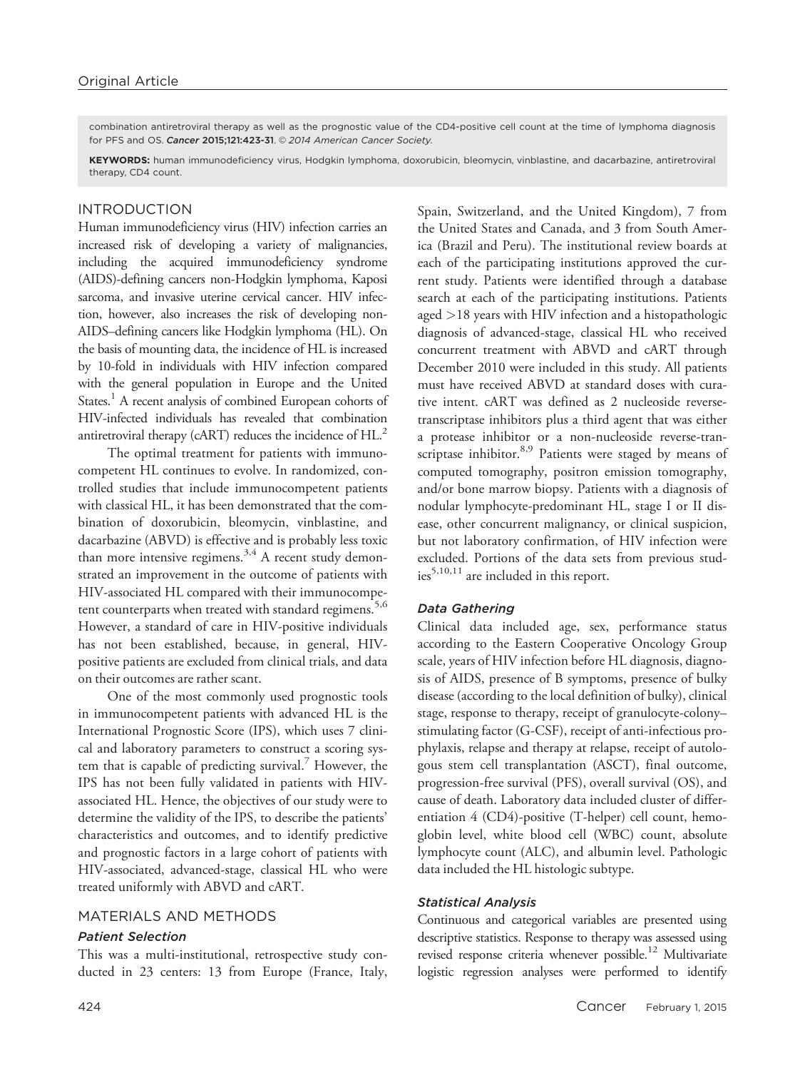combination antiretroviral therapy as well as the prognostic value of the CD4-positive cell count at the time of lymphoma diagnosis for PFS and OS. *Cancer* 2015;121:423-31. © 2014 American Cancer Society.

**KEYWORDS:** human immunodeficiency virus, Hodgkin lymphoma, doxorubicin, bleomycin, vinblastine, and dacarbazine, antiretroviral therapy, CD4 count.

## INTRODUCTION

Human immunodeficiency virus (HIV) infection carries an increased risk of developing a variety of malignancies, including the acquired immunodeficiency syndrome (AIDS)-defining cancers non-Hodgkin lymphoma, Kaposi sarcoma, and invasive uterine cervical cancer. HIV infection, however, also increases the risk of developing non-AIDS–defining cancers like Hodgkin lymphoma (HL). On the basis of mounting data, the incidence of HL is increased by 10-fold in individuals with HIV infection compared with the general population in Europe and the United States.[1] A recent analysis of combined European cohorts of HIV-infected individuals has revealed that combination antiretroviral therapy (cART) reduces the incidence of HL.[2]

The optimal treatment for patients with immunocompetent HL continues to evolve. In randomized, controlled studies that include immunocompetent patients with classical HL, it has been demonstrated that the combination of doxorubicin, bleomycin, vinblastine, and dacarbazine (ABVD) is effective and is probably less toxic than more intensive regimens.[3,4] A recent study demonstrated an improvement in the outcome of patients with HIV-associated HL compared with their immunocompetent counterparts when treated with standard regimens.[5,6] However, a standard of care in HIV-positive individuals has not been established, because, in general, HIV-positive patients are excluded from clinical trials, and data on their outcomes are rather scant.

One of the most commonly used prognostic tools in immunocompetent patients with advanced HL is the International Prognostic Score (IPS), which uses 7 clinical and laboratory parameters to construct a scoring system that is capable of predicting survival.[7] However, the IPS has not been fully validated in patients with HIV-associated HL. Hence, the objectives of our study were to determine the validity of the IPS, to describe the patients' characteristics and outcomes, and to identify predictive and prognostic factors in a large cohort of patients with HIV-associated, advanced-stage, classical HL who were treated uniformly with ABVD and cART.

## MATERIALS AND METHODS

### *Patient Selection*

This was a multi-institutional, retrospective study conducted in 23 centers: 13 from Europe (France, Italy, Spain, Switzerland, and the United Kingdom), 7 from the United States and Canada, and 3 from South America (Brazil and Peru). The institutional review boards at each of the participating institutions approved the current study. Patients were identified through a database search at each of the participating institutions. Patients aged >18 years with HIV infection and a histopathologic diagnosis of advanced-stage, classical HL who received concurrent treatment with ABVD and cART through December 2010 were included in this study. All patients must have received ABVD at standard doses with curative intent. cART was defined as 2 nucleoside reverse-transcriptase inhibitors plus a third agent that was either a protease inhibitor or a non-nucleoside reverse-transcriptase inhibitor.[8,9] Patients were staged by means of computed tomography, positron emission tomography, and/or bone marrow biopsy. Patients with a diagnosis of nodular lymphocyte-predominant HL, stage I or II disease, other concurrent malignancy, or clinical suspicion, but not laboratory confirmation, of HIV infection were excluded. Portions of the data sets from previous studies[5,10,11] are included in this report.

### *Data Gathering*

Clinical data included age, sex, performance status according to the Eastern Cooperative Oncology Group scale, years of HIV infection before HL diagnosis, diagnosis of AIDS, presence of B symptoms, presence of bulky disease (according to the local definition of bulky), clinical stage, response to therapy, receipt of granulocyte-colony–stimulating factor (G-CSF), receipt of anti-infectious prophylaxis, relapse and therapy at relapse, receipt of autologous stem cell transplantation (ASCT), final outcome, progression-free survival (PFS), overall survival (OS), and cause of death. Laboratory data included cluster of differentiation 4 (CD4)-positive (T-helper) cell count, hemoglobin level, white blood cell (WBC) count, absolute lymphocyte count (ALC), and albumin level. Pathologic data included the HL histologic subtype.

### *Statistical Analysis*

Continuous and categorical variables are presented using descriptive statistics. Response to therapy was assessed using revised response criteria whenever possible.[12] Multivariate logistic regression analyses were performed to identify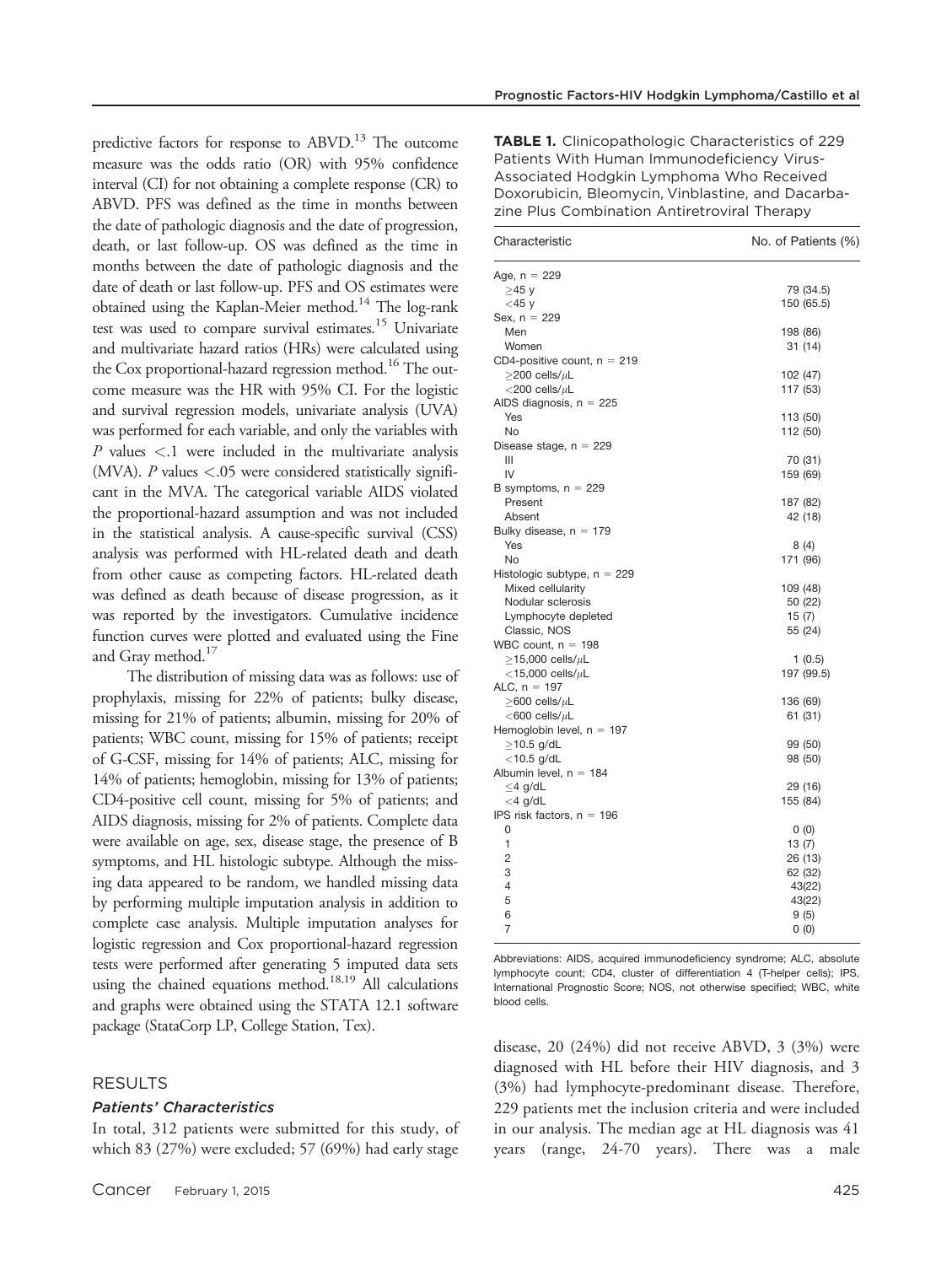predictive factors for response to ABVD.[13] The outcome measure was the odds ratio (OR) with 95% confidence interval (CI) for not obtaining a complete response (CR) to ABVD. PFS was defined as the time in months between the date of pathologic diagnosis and the date of progression, death, or last follow-up. OS was defined as the time in months between the date of pathologic diagnosis and the date of death or last follow-up. PFS and OS estimates were obtained using the Kaplan-Meier method.[14] The log-rank test was used to compare survival estimates.[15] Univariate and multivariate hazard ratios (HRs) were calculated using the Cox proportional-hazard regression method.[16] The outcome measure was the HR with 95% CI. For the logistic and survival regression models, univariate analysis (UVA) was performed for each variable, and only the variables with $P$ values $<.1$ were included in the multivariate analysis (MVA). $P$ values $<.05$ were considered statistically significant in the MVA. The categorical variable AIDS violated the proportional-hazard assumption and was not included in the statistical analysis. A cause-specific survival (CSS) analysis was performed with HL-related death and death from other cause as competing factors. HL-related death was defined as death because of disease progression, as it was reported by the investigators. Cumulative incidence function curves were plotted and evaluated using the Fine and Gray method.[17]

The distribution of missing data was as follows: use of prophylaxis, missing for 22% of patients; bulky disease, missing for 21% of patients; albumin, missing for 20% of patients; WBC count, missing for 15% of patients; receipt of G-CSF, missing for 14% of patients; ALC, missing for 14% of patients; hemoglobin, missing for 13% of patients; CD4-positive cell count, missing for 5% of patients; and AIDS diagnosis, missing for 2% of patients. Complete data were available on age, sex, disease stage, the presence of B symptoms, and HL histologic subtype. Although the missing data appeared to be random, we handled missing data by performing multiple imputation analysis in addition to complete case analysis. Multiple imputation analyses for logistic regression and Cox proportional-hazard regression tests were performed after generating 5 imputed data sets using the chained equations method.[18,19] All calculations and graphs were obtained using the STATA 12.1 software package (StataCorp LP, College Station, Tex).

## RESULTS

### *Patients' Characteristics*

In total, 312 patients were submitted for this study, of which 83 (27%) were excluded; 57 (69%) had early stage disease, 20 (24%) did not receive ABVD, 3 (3%) were diagnosed with HL before their HIV diagnosis, and 3 (3%) had lymphocyte-predominant disease. Therefore, 229 patients met the inclusion criteria and were included in our analysis. The median age at HL diagnosis was 41 years (range, 24-70 years). There was a male

**TABLE 1.** Clinicopathologic Characteristics of 229 Patients With Human Immunodeficiency Virus-Associated Hodgkin Lymphoma Who Received Doxorubicin, Bleomycin, Vinblastine, and Dacarbazine Plus Combination Antiretroviral Therapy

| Characteristic | No. of Patients (%) |
|---|---|
| Age, n = 229 | |
| ≥45 y | 79 (34.5) |
| <45 y | 150 (65.5) |
| Sex, n = 229 | |
| Men | 198 (86) |
| Women | 31 (14) |
| CD4-positive count, n = 219 | |
| ≥200 cells/μL | 102 (47) |
| <200 cells/μL | 117 (53) |
| AIDS diagnosis, n = 225 | |
| Yes | 113 (50) |
| No | 112 (50) |
| Disease stage, n = 229 | |
| III | 70 (31) |
| IV | 159 (69) |
| B symptoms, n = 229 | |
| Present | 187 (82) |
| Absent | 42 (18) |
| Bulky disease, n = 179 | |
| Yes | 8 (4) |
| No | 171 (96) |
| Histologic subtype, n = 229 | |
| Mixed cellularity | 109 (48) |
| Nodular sclerosis | 50 (22) |
| Lymphocyte depleted | 15 (7) |
| Classic, NOS | 55 (24) |
| WBC count, n = 198 | |
| ≥15,000 cells/μL | 1 (0.5) |
| <15,000 cells/μL | 197 (99.5) |
| ALC, n = 197 | |
| ≥600 cells/μL | 136 (69) |
| <600 cells/μL | 61 (31) |
| Hemoglobin level, n = 197 | |
| ≥10.5 g/dL | 99 (50) |
| <10.5 g/dL | 98 (50) |
| Albumin level, n = 184 | |
| ≤4 g/dL | 29 (16) |
| <4 g/dL | 155 (84) |
| IPS risk factors, n = 196 | |
| 0 | 0 (0) |
| 1 | 13 (7) |
| 2 | 26 (13) |
| 3 | 62 (32) |
| 4 | 43(22) |
| 5 | 43(22) |
| 6 | 9 (5) |
| 7 | 0 (0) |

Abbreviations: AIDS, acquired immunodeficiency syndrome; ALC, absolute lymphocyte count; CD4, cluster of differentiation 4 (T-helper cells); IPS, International Prognostic Score; NOS, not otherwise specified; WBC, white blood cells.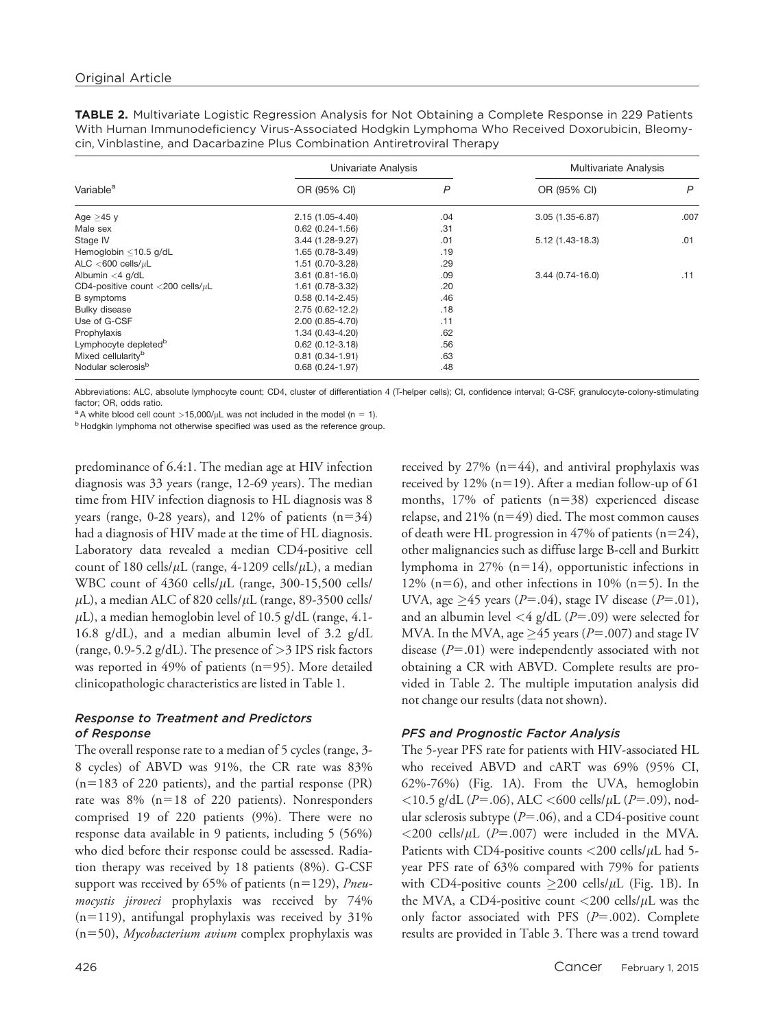**TABLE 2.** Multivariate Logistic Regression Analysis for Not Obtaining a Complete Response in 229 Patients With Human Immunodeficiency Virus-Associated Hodgkin Lymphoma Who Received Doxorubicin, Bleomycin, Vinblastine, and Dacarbazine Plus Combination Antiretroviral Therapy

| Variable[a] | Univariate Analysis | | Multivariate Analysis | |
|---|---|---|---|---|
| | OR (95% CI) | P | OR (95% CI) | P |
| Age ≥45 y | 2.15 (1.05-4.40) | .04 | 3.05 (1.35-6.87) | .007 |
| Male sex | 0.62 (0.24-1.56) | .31 | | |
| Stage IV | 3.44 (1.28-9.27) | .01 | 5.12 (1.43-18.3) | .01 |
| Hemoglobin ≤10.5 g/dL | 1.65 (0.78-3.49) | .19 | | |
| ALC <600 cells/μL | 1.51 (0.70-3.28) | .29 | | |
| Albumin <4 g/dL | 3.61 (0.81-16.0) | .09 | 3.44 (0.74-16.0) | .11 |
| CD4-positive count <200 cells/μL | 1.61 (0.78-3.32) | .20 | | |
| B symptoms | 0.58 (0.14-2.45) | .46 | | |
| Bulky disease | 2.75 (0.62-12.2) | .18 | | |
| Use of G-CSF | 2.00 (0.85-4.70) | .11 | | |
| Prophylaxis | 1.34 (0.43-4.20) | .62 | | |
| Lymphocyte depleted[b] | 0.62 (0.12-3.18) | .56 | | |
| Mixed cellularity[b] | 0.81 (0.34-1.91) | .63 | | |
| Nodular sclerosis[b] | 0.68 (0.24-1.97) | .48 | | |

Abbreviations: ALC, absolute lymphocyte count; CD4, cluster of differentiation 4 (T-helper cells); CI, confidence interval; G-CSF, granulocyte-colony-stimulating factor; OR, odds ratio.

[a] A white blood cell count >15,000/μL was not included in the model (n = 1).

[b] Hodgkin lymphoma not otherwise specified was used as the reference group.

predominance of 6.4:1. The median age at HIV infection diagnosis was 33 years (range, 12-69 years). The median time from HIV infection diagnosis to HL diagnosis was 8 years (range, 0-28 years), and 12% of patients (n=34) had a diagnosis of HIV made at the time of HL diagnosis. Laboratory data revealed a median CD4-positive cell count of 180 cells/μL (range, 4-1209 cells/μL), a median WBC count of 4360 cells/μL (range, 300-15,500 cells/μL), a median ALC of 820 cells/μL (range, 89-3500 cells/μL), a median hemoglobin level of 10.5 g/dL (range, 4.1-16.8 g/dL), and a median albumin level of 3.2 g/dL (range, 0.9-5.2 g/dL). The presence of >3 IPS risk factors was reported in 49% of patients (n=95). More detailed clinicopathologic characteristics are listed in Table 1.

### *Response to Treatment and Predictors of Response*

The overall response rate to a median of 5 cycles (range, 3-8 cycles) of ABVD was 91%, the CR rate was 83% (n=183 of 220 patients), and the partial response (PR) rate was 8% (n=18 of 220 patients). Nonresponders comprised 19 of 220 patients (9%). There were no response data available in 9 patients, including 5 (56%) who died before their response could be assessed. Radiation therapy was received by 18 patients (8%). G-CSF support was received by 65% of patients (n=129), *Pneumocystis jiroveci* prophylaxis was received by 74% (n=119), antifungal prophylaxis was received by 31% (n=50), *Mycobacterium avium* complex prophylaxis was received by 27% (n=44), and antiviral prophylaxis was received by 12% (n=19). After a median follow-up of 61 months, 17% of patients (n=38) experienced disease relapse, and 21% (n=49) died. The most common causes of death were HL progression in 47% of patients (n=24), other malignancies such as diffuse large B-cell and Burkitt lymphoma in 27% (n=14), opportunistic infections in 12% (n=6), and other infections in 10% (n=5). In the UVA, age ≥45 years ($P$=.04), stage IV disease ($P$=.01), and an albumin level <4 g/dL ($P$=.09) were selected for MVA. In the MVA, age ≥45 years ($P$=.007) and stage IV disease ($P$=.01) were independently associated with not obtaining a CR with ABVD. Complete results are provided in Table 2. The multiple imputation analysis did not change our results (data not shown).

### *PFS and Prognostic Factor Analysis*

The 5-year PFS rate for patients with HIV-associated HL who received ABVD and cART was 69% (95% CI, 62%-76%) (Fig. 1A). From the UVA, hemoglobin <10.5 g/dL ($P$=.06), ALC <600 cells/μL ($P$=.09), nodular sclerosis subtype ($P$=.06), and a CD4-positive count <200 cells/μL ($P$=.007) were included in the MVA. Patients with CD4-positive counts <200 cells/μL had 5-year PFS rate of 63% compared with 79% for patients with CD4-positive counts ≥200 cells/μL (Fig. 1B). In the MVA, a CD4-positive count <200 cells/μL was the only factor associated with PFS ($P$=.002). Complete results are provided in Table 3. There was a trend toward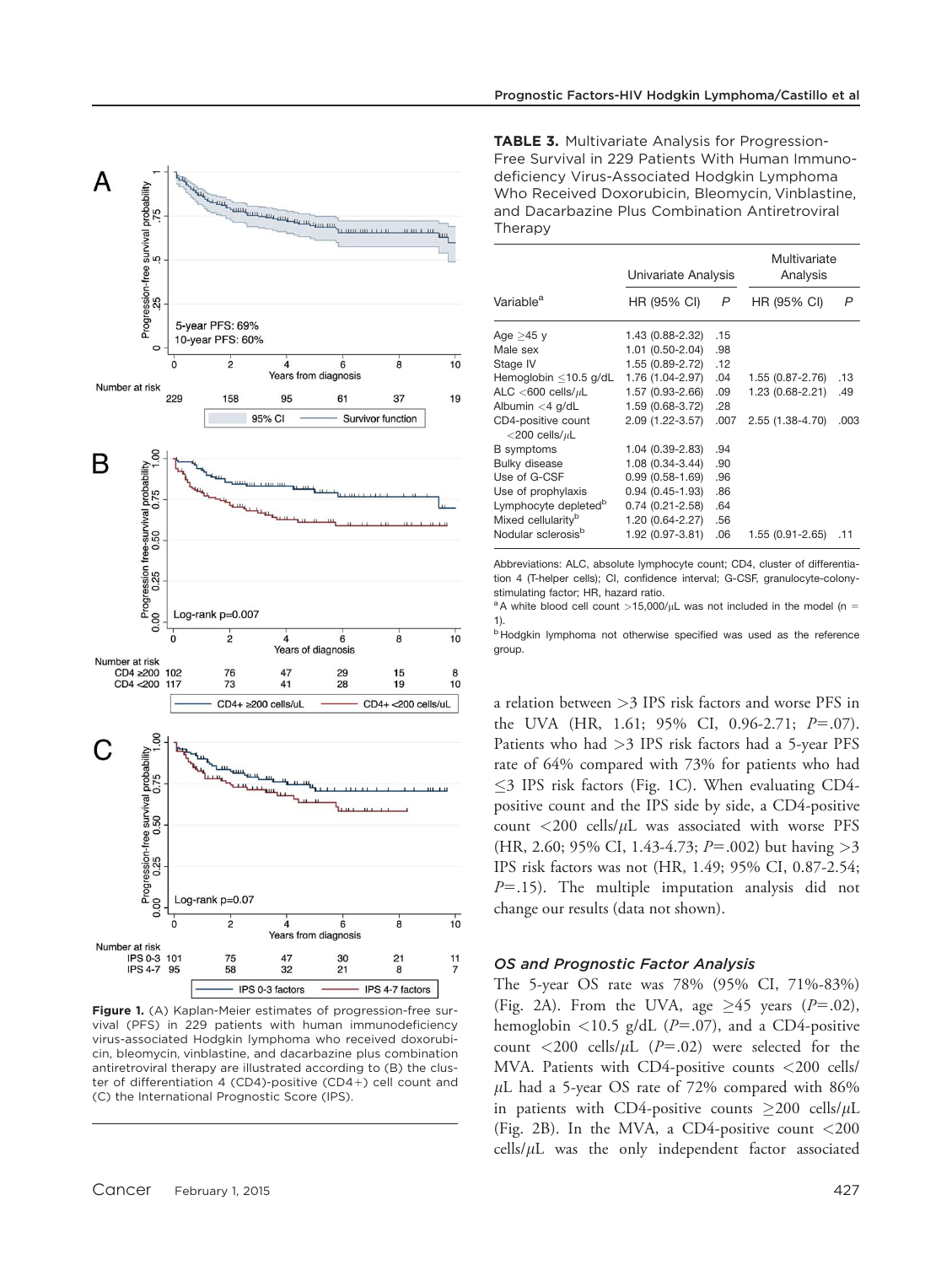**TABLE 3.** Multivariate Analysis for Progression-Free Survival in 229 Patients With Human Immunodeficiency Virus-Associated Hodgkin Lymphoma Who Received Doxorubicin, Bleomycin, Vinblastine, and Dacarbazine Plus Combination Antiretroviral Therapy

| | Univariate Analysis | | Multivariate Analysis | |
|---|---|---|---|---|
| Variable[a] | HR (95% CI) | P | HR (95% CI) | P |
| Age ≥45 y | 1.43 (0.88-2.32) | .15 | | |
| Male sex | 1.01 (0.50-2.04) | .98 | | |
| Stage IV | 1.55 (0.89-2.72) | .12 | | |
| Hemoglobin ≤10.5 g/dL | 1.76 (1.04-2.97) | .04 | 1.55 (0.87-2.76) | .13 |
| ALC <600 cells/μL | 1.57 (0.93-2.66) | .09 | 1.23 (0.68-2.21) | .49 |
| Albumin <4 g/dL | 1.59 (0.68-3.72) | .28 | | |
| CD4-positive count <200 cells/μL | 2.09 (1.22-3.57) | .007 | 2.55 (1.38-4.70) | .003 |
| B symptoms | 1.04 (0.39-2.83) | .94 | | |
| Bulky disease | 1.08 (0.34-3.44) | .90 | | |
| Use of G-CSF | 0.99 (0.58-1.69) | .96 | | |
| Use of prophylaxis | 0.94 (0.45-1.93) | .86 | | |
| Lymphocyte depleted[b] | 0.74 (0.21-2.58) | .64 | | |
| Mixed cellularity[b] | 1.20 (0.64-2.27) | .56 | | |
| Nodular sclerosis[b] | 1.92 (0.97-3.81) | .06 | 1.55 (0.91-2.65) | .11 |

Abbreviations: ALC, absolute lymphocyte count; CD4, cluster of differentiation 4 (T-helper cells); CI, confidence interval; G-CSF, granulocyte-colony-stimulating factor; HR, hazard ratio.
[a] A white blood cell count >15,000/μL was not included in the model (n = 1).
[b] Hodgkin lymphoma not otherwise specified was used as the reference group.

**Figure 1.** (A) Kaplan-Meier estimates of progression-free survival (PFS) in 229 patients with human immunodeficiency virus-associated Hodgkin lymphoma who received doxorubicin, bleomycin, vinblastine, and dacarbazine plus combination antiretroviral therapy are illustrated according to (B) the cluster of differentiation 4 (CD4)-positive (CD4+) cell count and (C) the International Prognostic Score (IPS).

a relation between >3 IPS risk factors and worse PFS in the UVA (HR, 1.61; 95% CI, 0.96-2.71; $P=.07$). Patients who had >3 IPS risk factors had a 5-year PFS rate of 64% compared with 73% for patients who had ≤3 IPS risk factors (Fig. 1C). When evaluating CD4-positive count and the IPS side by side, a CD4-positive count <200 cells/μL was associated with worse PFS (HR, 2.60; 95% CI, 1.43-4.73; $P=.002$) but having >3 IPS risk factors was not (HR, 1.49; 95% CI, 0.87-2.54; $P=.15$). The multiple imputation analysis did not change our results (data not shown).

### OS and Prognostic Factor Analysis

The 5-year OS rate was 78% (95% CI, 71%-83%) (Fig. 2A). From the UVA, age ≥45 years ($P=.02$), hemoglobin <10.5 g/dL ($P=.07$), and a CD4-positive count <200 cells/μL ($P=.02$) were selected for the MVA. Patients with CD4-positive counts <200 cells/μL had a 5-year OS rate of 72% compared with 86% in patients with CD4-positive counts ≥200 cells/μL (Fig. 2B). In the MVA, a CD4-positive count <200 cells/μL was the only independent factor associated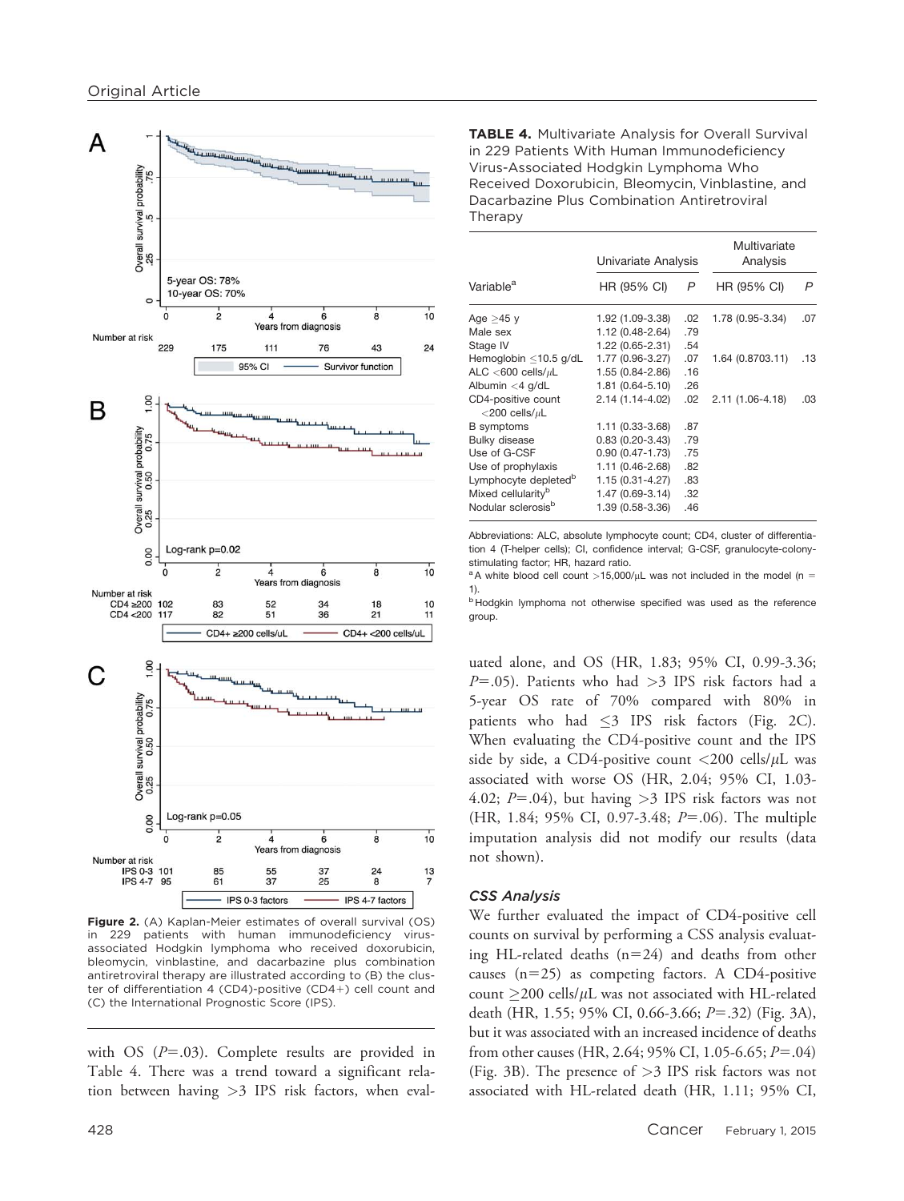Figure 2. (A) Kaplan-Meier estimates of overall survival (OS) in 229 patients with human immunodeficiency virus-associated Hodgkin lymphoma who received doxorubicin, bleomycin, vinblastine, and dacarbazine plus combination antiretroviral therapy are illustrated according to (B) the cluster of differentiation 4 (CD4)-positive (CD4+) cell count and (C) the International Prognostic Score (IPS).

with OS ($P$=.03). Complete results are provided in Table 4. There was a trend toward a significant relation between having >3 IPS risk factors, when evaluated alone, and OS (HR, 1.83; 95% CI, 0.99-3.36; $P$=.05). Patients who had >3 IPS risk factors had a 5-year OS rate of 70% compared with 80% in patients who had ≤3 IPS risk factors (Fig. 2C). When evaluating the CD4-positive count and the IPS side by side, a CD4-positive count <200 cells/μL was associated with worse OS (HR, 2.04; 95% CI, 1.03-4.02; $P$=.04), but having >3 IPS risk factors was not (HR, 1.84; 95% CI, 0.97-3.48; $P$=.06). The multiple imputation analysis did not modify our results (data not shown).

**TABLE 4.** Multivariate Analysis for Overall Survival in 229 Patients With Human Immunodeficiency Virus-Associated Hodgkin Lymphoma Who Received Doxorubicin, Bleomycin, Vinblastine, and Dacarbazine Plus Combination Antiretroviral Therapy

| | Univariate Analysis | | Multivariate Analysis | |
|---|---|---|---|---|
| Variable[a] | HR (95% CI) | P | HR (95% CI) | P |
| Age ≥45 y | 1.92 (1.09-3.38) | .02 | 1.78 (0.95-3.34) | .07 |
| Male sex | 1.12 (0.48-2.64) | .79 | | |
| Stage IV | 1.22 (0.65-2.31) | .54 | | |
| Hemoglobin ≤10.5 g/dL | 1.77 (0.96-3.27) | .07 | 1.64 (0.8703.11) | .13 |
| ALC <600 cells/μL | 1.55 (0.84-2.86) | .16 | | |
| Albumin <4 g/dL | 1.81 (0.64-5.10) | .26 | | |
| CD4-positive count <200 cells/μL | 2.14 (1.14-4.02) | .02 | 2.11 (1.06-4.18) | .03 |
| B symptoms | 1.11 (0.33-3.68) | .87 | | |
| Bulky disease | 0.83 (0.20-3.43) | .79 | | |
| Use of G-CSF | 0.90 (0.47-1.73) | .75 | | |
| Use of prophylaxis | 1.11 (0.46-2.68) | .82 | | |
| Lymphocyte depleted[b] | 1.15 (0.31-4.27) | .83 | | |
| Mixed cellularity[b] | 1.47 (0.69-3.14) | .32 | | |
| Nodular sclerosis[b] | 1.39 (0.58-3.36) | .46 | | |

Abbreviations: ALC, absolute lymphocyte count; CD4, cluster of differentiation 4 (T-helper cells); CI, confidence interval; G-CSF, granulocyte-colony-stimulating factor; HR, hazard ratio.

[a] A white blood cell count >15,000/μL was not included in the model (n = 1).

[b] Hodgkin lymphoma not otherwise specified was used as the reference group.

### CSS Analysis

We further evaluated the impact of CD4-positive cell counts on survival by performing a CSS analysis evaluating HL-related deaths (n=24) and deaths from other causes (n=25) as competing factors. A CD4-positive count ≥200 cells/μL was not associated with HL-related death (HR, 1.55; 95% CI, 0.66-3.66; $P$=.32) (Fig. 3A), but it was associated with an increased incidence of deaths from other causes (HR, 2.64; 95% CI, 1.05-6.65; $P$=.04) (Fig. 3B). The presence of >3 IPS risk factors was not associated with HL-related death (HR, 1.11; 95% CI,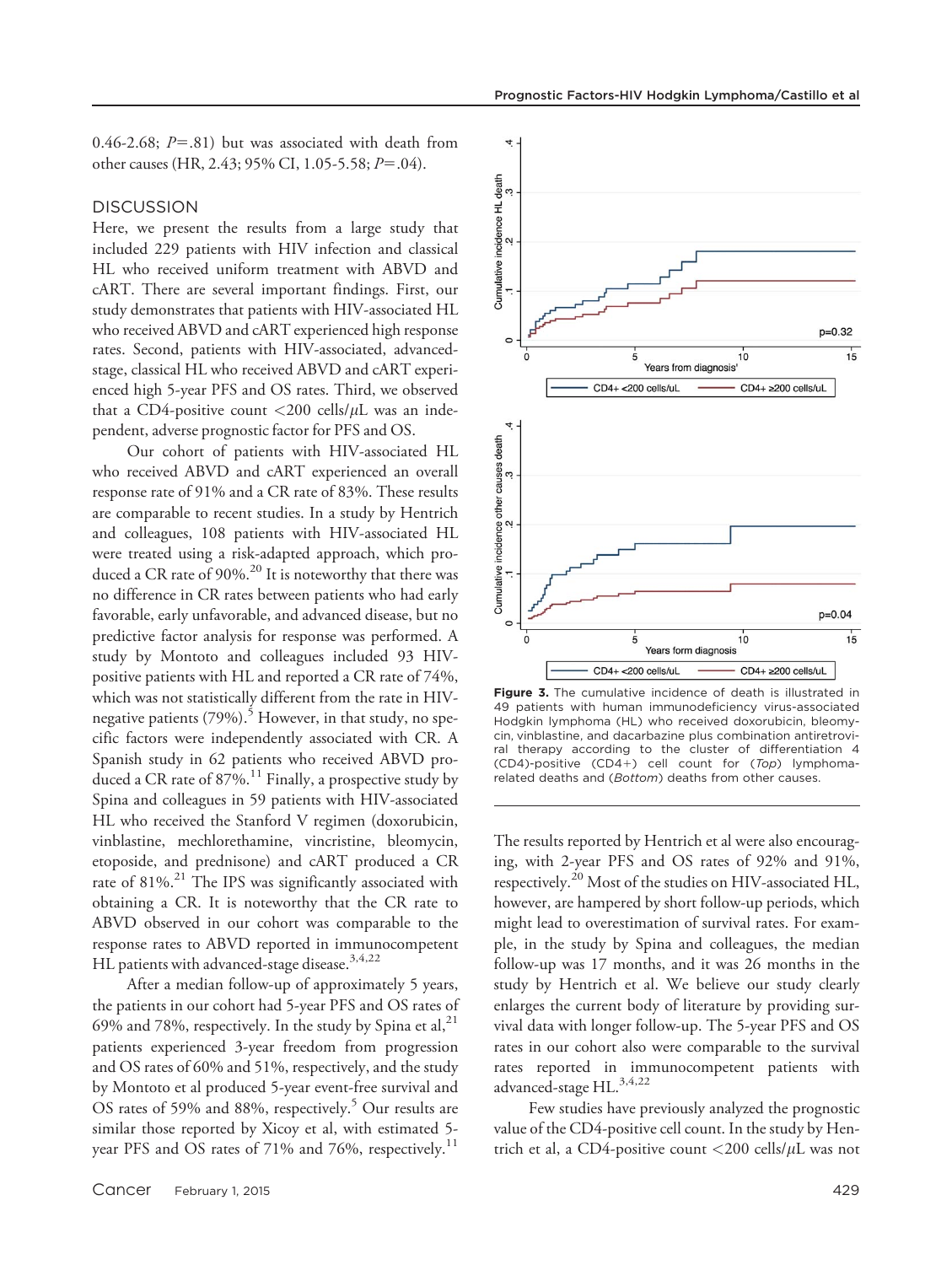0.46-2.68; $P$=.81) but was associated with death from other causes (HR, 2.43; 95% CI, 1.05-5.58; $P$=.04).

## DISCUSSION

Here, we present the results from a large study that included 229 patients with HIV infection and classical HL who received uniform treatment with ABVD and cART. There are several important findings. First, our study demonstrates that patients with HIV-associated HL who received ABVD and cART experienced high response rates. Second, patients with HIV-associated, advanced-stage, classical HL who received ABVD and cART experienced high 5-year PFS and OS rates. Third, we observed that a CD4-positive count <200 cells/$\mu$L was an independent, adverse prognostic factor for PFS and OS.

Our cohort of patients with HIV-associated HL who received ABVD and cART experienced an overall response rate of 91% and a CR rate of 83%. These results are comparable to recent studies. In a study by Hentrich and colleagues, 108 patients with HIV-associated HL were treated using a risk-adapted approach, which produced a CR rate of 90%.[20] It is noteworthy that there was no difference in CR rates between patients who had early favorable, early unfavorable, and advanced disease, but no predictive factor analysis for response was performed. A study by Montoto and colleagues included 93 HIV-positive patients with HL and reported a CR rate of 74%, which was not statistically different from the rate in HIV-negative patients (79%).[5] However, in that study, no specific factors were independently associated with CR. A Spanish study in 62 patients who received ABVD produced a CR rate of 87%.[11] Finally, a prospective study by Spina and colleagues in 59 patients with HIV-associated HL who received the Stanford V regimen (doxorubicin, vinblastine, mechlorethamine, vincristine, bleomycin, etoposide, and prednisone) and cART produced a CR rate of 81%.[21] The IPS was significantly associated with obtaining a CR. It is noteworthy that the CR rate to ABVD observed in our cohort was comparable to the response rates to ABVD reported in immunocompetent HL patients with advanced-stage disease.[3,4,22]

After a median follow-up of approximately 5 years, the patients in our cohort had 5-year PFS and OS rates of 69% and 78%, respectively. In the study by Spina et al,[21] patients experienced 3-year freedom from progression and OS rates of 60% and 51%, respectively, and the study by Montoto et al produced 5-year event-free survival and OS rates of 59% and 88%, respectively.[5] Our results are similar those reported by Xicoy et al, with estimated 5-year PFS and OS rates of 71% and 76%, respectively.[11]

**Figure 3.** The cumulative incidence of death is illustrated in 49 patients with human immunodeficiency virus-associated Hodgkin lymphoma (HL) who received doxorubicin, bleomycin, vinblastine, and dacarbazine plus combination antiretroviral therapy according to the cluster of differentiation 4 (CD4)-positive (CD4+) cell count for (*Top*) lymphoma-related deaths and (*Bottom*) deaths from other causes.

The results reported by Hentrich et al were also encouraging, with 2-year PFS and OS rates of 92% and 91%, respectively.[20] Most of the studies on HIV-associated HL, however, are hampered by short follow-up periods, which might lead to overestimation of survival rates. For example, in the study by Spina and colleagues, the median follow-up was 17 months, and it was 26 months in the study by Hentrich et al. We believe our study clearly enlarges the current body of literature by providing survival data with longer follow-up. The 5-year PFS and OS rates in our cohort also were comparable to the survival rates reported in immunocompetent patients with advanced-stage HL.[3,4,22]

Few studies have previously analyzed the prognostic value of the CD4-positive cell count. In the study by Hentrich et al, a CD4-positive count <200 cells/$\mu$L was not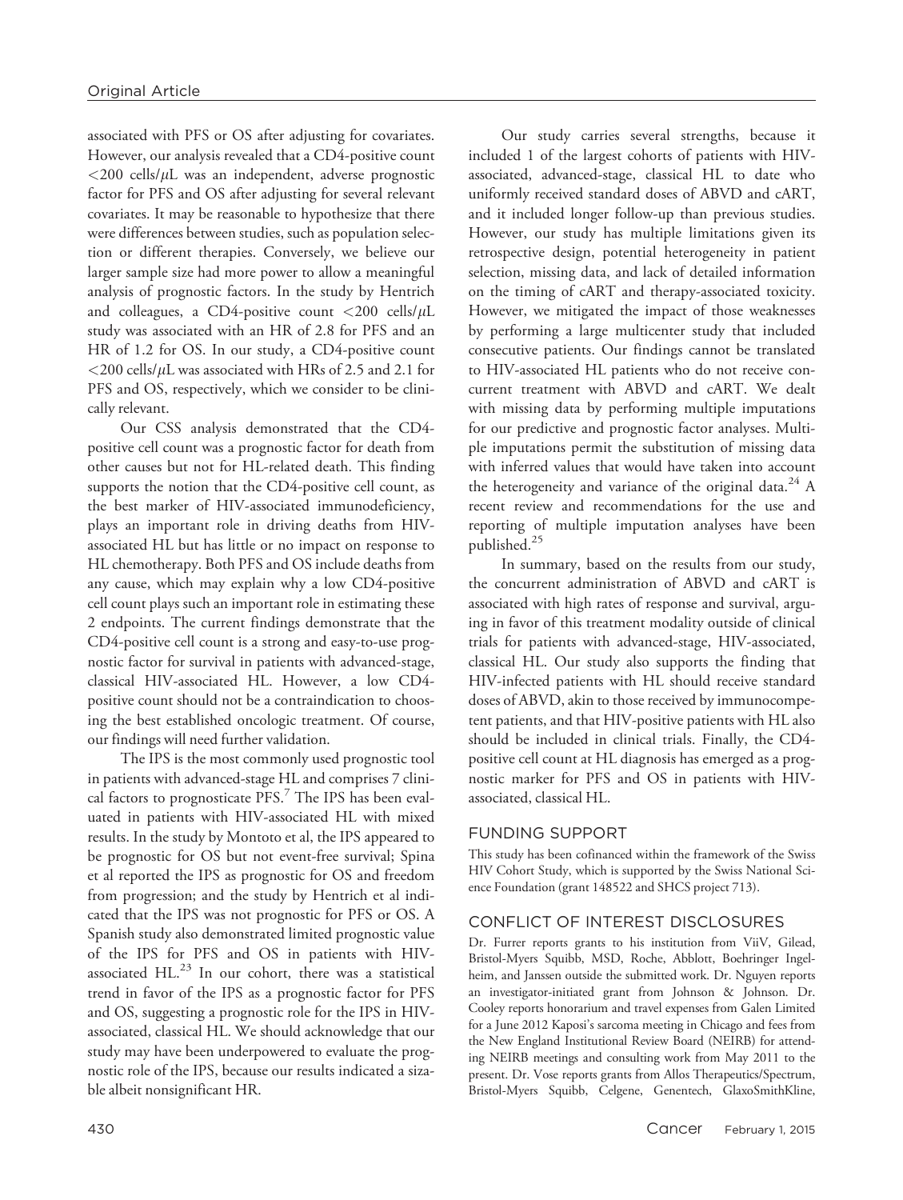associated with PFS or OS after adjusting for covariates. However, our analysis revealed that a CD4-positive count <200 cells/$\mu$L was an independent, adverse prognostic factor for PFS and OS after adjusting for several relevant covariates. It may be reasonable to hypothesize that there were differences between studies, such as population selection or different therapies. Conversely, we believe our larger sample size had more power to allow a meaningful analysis of prognostic factors. In the study by Hentrich and colleagues, a CD4-positive count <200 cells/$\mu$L study was associated with an HR of 2.8 for PFS and an HR of 1.2 for OS. In our study, a CD4-positive count <200 cells/$\mu$L was associated with HRs of 2.5 and 2.1 for PFS and OS, respectively, which we consider to be clinically relevant.

Our CSS analysis demonstrated that the CD4-positive cell count was a prognostic factor for death from other causes but not for HL-related death. This finding supports the notion that the CD4-positive cell count, as the best marker of HIV-associated immunodeficiency, plays an important role in driving deaths from HIV-associated HL but has little or no impact on response to HL chemotherapy. Both PFS and OS include deaths from any cause, which may explain why a low CD4-positive cell count plays such an important role in estimating these 2 endpoints. The current findings demonstrate that the CD4-positive cell count is a strong and easy-to-use prognostic factor for survival in patients with advanced-stage, classical HIV-associated HL. However, a low CD4-positive count should not be a contraindication to choosing the best established oncologic treatment. Of course, our findings will need further validation.

The IPS is the most commonly used prognostic tool in patients with advanced-stage HL and comprises 7 clinical factors to prognosticate PFS.[7] The IPS has been evaluated in patients with HIV-associated HL with mixed results. In the study by Montoto et al, the IPS appeared to be prognostic for OS but not event-free survival; Spina et al reported the IPS as prognostic for OS and freedom from progression; and the study by Hentrich et al indicated that the IPS was not prognostic for PFS or OS. A Spanish study also demonstrated limited prognostic value of the IPS for PFS and OS in patients with HIV-associated HL.[23] In our cohort, there was a statistical trend in favor of the IPS as a prognostic factor for PFS and OS, suggesting a prognostic role for the IPS in HIV-associated, classical HL. We should acknowledge that our study may have been underpowered to evaluate the prognostic role of the IPS, because our results indicated a sizable albeit nonsignificant HR.

Our study carries several strengths, because it included 1 of the largest cohorts of patients with HIV-associated, advanced-stage, classical HL to date who uniformly received standard doses of ABVD and cART, and it included longer follow-up than previous studies. However, our study has multiple limitations given its retrospective design, potential heterogeneity in patient selection, missing data, and lack of detailed information on the timing of cART and therapy-associated toxicity. However, we mitigated the impact of those weaknesses by performing a large multicenter study that included consecutive patients. Our findings cannot be translated to HIV-associated HL patients who do not receive concurrent treatment with ABVD and cART. We dealt with missing data by performing multiple imputations for our predictive and prognostic factor analyses. Multiple imputations permit the substitution of missing data with inferred values that would have taken into account the heterogeneity and variance of the original data.[24] A recent review and recommendations for the use and reporting of multiple imputation analyses have been published.[25]

In summary, based on the results from our study, the concurrent administration of ABVD and cART is associated with high rates of response and survival, arguing in favor of this treatment modality outside of clinical trials for patients with advanced-stage, HIV-associated, classical HL. Our study also supports the finding that HIV-infected patients with HL should receive standard doses of ABVD, akin to those received by immunocompetent patients, and that HIV-positive patients with HL also should be included in clinical trials. Finally, the CD4-positive cell count at HL diagnosis has emerged as a prognostic marker for PFS and OS in patients with HIV-associated, classical HL.

## FUNDING SUPPORT

This study has been cofinanced within the framework of the Swiss HIV Cohort Study, which is supported by the Swiss National Science Foundation (grant 148522 and SHCS project 713).

## CONFLICT OF INTEREST DISCLOSURES

Dr. Furrer reports grants to his institution from ViiV, Gilead, Bristol-Myers Squibb, MSD, Roche, Abblott, Boehringer Ingelheim, and Janssen outside the submitted work. Dr. Nguyen reports an investigator-initiated grant from Johnson & Johnson. Dr. Cooley reports honorarium and travel expenses from Galen Limited for a June 2012 Kaposi's sarcoma meeting in Chicago and fees from the New England Institutional Review Board (NEIRB) for attending NEIRB meetings and consulting work from May 2011 to the present. Dr. Vose reports grants from Allos Therapeutics/Spectrum, Bristol-Myers Squibb, Celgene, Genentech, GlaxoSmithKline,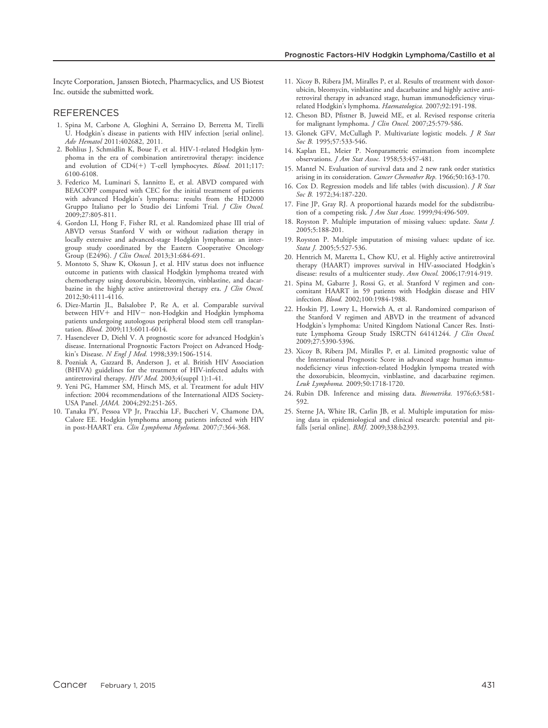Incyte Corporation, Janssen Biotech, Pharmacyclics, and US Biotest Inc. outside the submitted work.

## REFERENCES

1. Spina M, Carbone A, Gloghini A, Serraino D, Berretta M, Tirelli U. Hodgkin's disease in patients with HIV infection [serial online]. *Adv Hematol* 2011:402682, 2011.
2. Bohlius J, Schmidlin K, Boue F, et al. HIV-1-related Hodgkin lymphoma in the era of combination antiretroviral therapy: incidence and evolution of CD4(+) T-cell lymphocytes. *Blood.* 2011;117: 6100-6108.
3. Federico M, Luminari S, Iannitto E, et al. ABVD compared with BEACOPP compared with CEC for the initial treatment of patients with advanced Hodgkin's lymphoma: results from the HD2000 Gruppo Italiano per lo Studio dei Linfomi Trial. *J Clin Oncol.* 2009;27:805-811.
4. Gordon LI, Hong F, Fisher RI, et al. Randomized phase III trial of ABVD versus Stanford V with or without radiation therapy in locally extensive and advanced-stage Hodgkin lymphoma: an intergroup study coordinated by the Eastern Cooperative Oncology Group (E2496). *J Clin Oncol.* 2013;31:684-691.
5. Montoto S, Shaw K, Okosun J, et al. HIV status does not influence outcome in patients with classical Hodgkin lymphoma treated with chemotherapy using doxorubicin, bleomycin, vinblastine, and dacarbazine in the highly active antiretroviral therapy era. *J Clin Oncol.* 2012;30:4111-4116.
6. Diez-Martin JL, Balsalobre P, Re A, et al. Comparable survival between HIV+ and HIV− non-Hodgkin and Hodgkin lymphoma patients undergoing autologous peripheral blood stem cell transplantation. *Blood.* 2009;113:6011-6014.
7. Hasenclever D, Diehl V. A prognostic score for advanced Hodgkin's disease. International Prognostic Factors Project on Advanced Hodgkin's Disease. *N Engl J Med.* 1998;339:1506-1514.
8. Pozniak A, Gazzard B, Anderson J, et al. British HIV Association (BHIVA) guidelines for the treatment of HIV-infected adults with antiretroviral therapy. *HIV Med.* 2003;4(suppl 1):1-41.
9. Yeni PG, Hammer SM, Hirsch MS, et al. Treatment for adult HIV infection: 2004 recommendations of the International AIDS Society-USA Panel. *JAMA.* 2004;292:251-265.
10. Tanaka PY, Pessoa VP Jr, Pracchia LF, Buccheri V, Chamone DA, Calore EE. Hodgkin lymphoma among patients infected with HIV in post-HAART era. *Clin Lymphoma Myeloma.* 2007;7:364-368.
11. Xicoy B, Ribera JM, Miralles P, et al. Results of treatment with doxorubicin, bleomycin, vinblastine and dacarbazine and highly active antiretroviral therapy in advanced stage, human immunodeficiency virus-related Hodgkin's lymphoma. *Haematologica.* 2007;92:191-198.
12. Cheson BD, Pfistner B, Juweid ME, et al. Revised response criteria for malignant lymphoma. *J Clin Oncol.* 2007;25:579-586.
13. Glonek GFV, McCullagh P. Multivariate logistic models. *J R Stat Soc B.* 1995;57:533-546.
14. Kaplan EL, Meier P. Nonparametric estimation from incomplete observations. *J Am Stat Assoc.* 1958;53:457-481.
15. Mantel N. Evaluation of survival data and 2 new rank order statistics arising in its consideration. *Cancer Chemother Rep.* 1966;50:163-170.
16. Cox D. Regression models and life tables (with discussion). *J R Stat Soc B.* 1972;34:187-220.
17. Fine JP, Gray RJ. A proportional hazards model for the subdistribution of a competing risk. *J Am Stat Assoc.* 1999;94:496-509.
18. Royston P. Multiple imputation of missing values: update. *Stata J.* 2005;5:188-201.
19. Royston P. Multiple imputation of missing values: update of ice. *Stata J.* 2005;5:527-536.
20. Hentrich M, Maretta L, Chow KU, et al. Highly active antiretroviral therapy (HAART) improves survival in HIV-associated Hodgkin's disease: results of a multicenter study. *Ann Oncol.* 2006;17:914-919.
21. Spina M, Gabarre J, Rossi G, et al. Stanford V regimen and concomitant HAART in 59 patients with Hodgkin disease and HIV infection. *Blood.* 2002;100:1984-1988.
22. Hoskin PJ, Lowry L, Horwich A, et al. Randomized comparison of the Stanford V regimen and ABVD in the treatment of advanced Hodgkin's lymphoma: United Kingdom National Cancer Res. Institute Lymphoma Group Study ISRCTN 64141244. *J Clin Oncol.* 2009;27:5390-5396.
23. Xicoy B, Ribera JM, Miralles P, et al. Limited prognostic value of the International Prognostic Score in advanced stage human immunodeficiency virus infection-related Hodgkin lympoma treated with the doxorubicin, bleomycin, vinblastine, and dacarbazine regimen. *Leuk Lymphoma.* 2009;50:1718-1720.
24. Rubin DB. Inference and missing data. *Biometrika.* 1976;63:581-592.
25. Sterne JA, White IR, Carlin JB, et al. Multiple imputation for missing data in epidemiological and clinical research: potential and pitfalls [serial online]. *BMJ.* 2009;338:b2393.